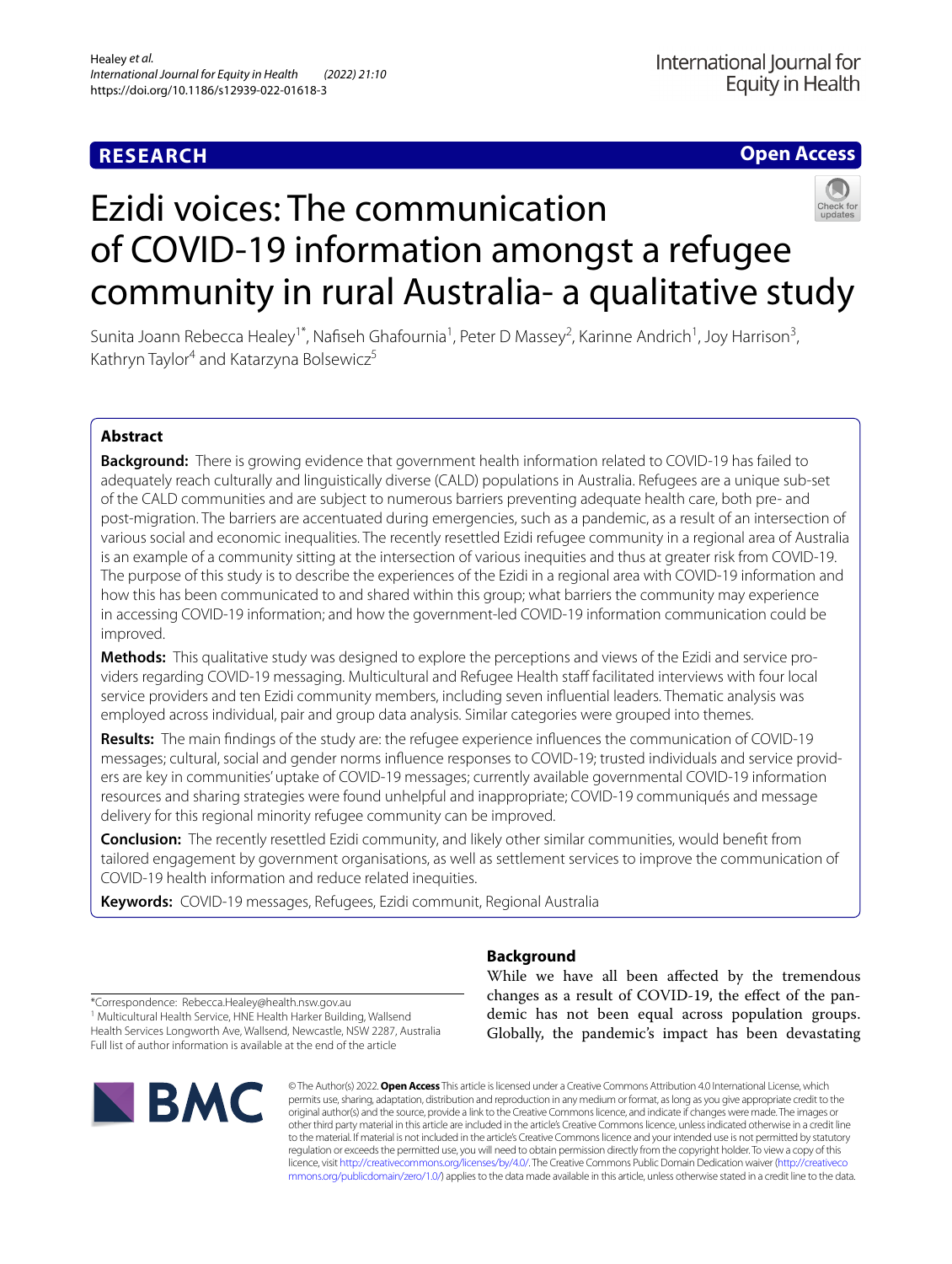RESEARCH

Open Access

# Ezidi voices: The communication of COVID-19 information amongst a refugee community in rural Australia- a qualitative study

Sunita Joann Rebecca Healey[1*], Nafiseh Ghafournia[1], Peter D Massey[2], Karinne Andrich[1], Joy Harrison[3], Kathryn Taylor[4] and Katarzyna Bolsewicz[5]

## Abstract

**Background:** There is growing evidence that government health information related to COVID-19 has failed to adequately reach culturally and linguistically diverse (CALD) populations in Australia. Refugees are a unique sub-set of the CALD communities and are subject to numerous barriers preventing adequate health care, both pre- and post-migration. The barriers are accentuated during emergencies, such as a pandemic, as a result of an intersection of various social and economic inequalities. The recently resettled Ezidi refugee community in a regional area of Australia is an example of a community sitting at the intersection of various inequities and thus at greater risk from COVID-19. The purpose of this study is to describe the experiences of the Ezidi in a regional area with COVID-19 information and how this has been communicated to and shared within this group; what barriers the community may experience in accessing COVID-19 information; and how the government-led COVID-19 information communication could be improved.

**Methods:** This qualitative study was designed to explore the perceptions and views of the Ezidi and service providers regarding COVID-19 messaging. Multicultural and Refugee Health staff facilitated interviews with four local service providers and ten Ezidi community members, including seven influential leaders. Thematic analysis was employed across individual, pair and group data analysis. Similar categories were grouped into themes.

**Results:** The main findings of the study are: the refugee experience influences the communication of COVID-19 messages; cultural, social and gender norms influence responses to COVID-19; trusted individuals and service providers are key in communities' uptake of COVID-19 messages; currently available governmental COVID-19 information resources and sharing strategies were found unhelpful and inappropriate; COVID-19 communiqués and message delivery for this regional minority refugee community can be improved.

**Conclusion:** The recently resettled Ezidi community, and likely other similar communities, would benefit from tailored engagement by government organisations, as well as settlement services to improve the communication of COVID-19 health information and reduce related inequities.

**Keywords:** COVID-19 messages, Refugees, Ezidi communit, Regional Australia

*Correspondence: Rebecca.Healey@health.nsw.gov.au
[1] Multicultural Health Service, HNE Health Harker Building, Wallsend Health Services Longworth Ave, Wallsend, Newcastle, NSW 2287, Australia
Full list of author information is available at the end of the article

## Background

While we have all been affected by the tremendous changes as a result of COVID-19, the effect of the pandemic has not been equal across population groups. Globally, the pandemic's impact has been devastating

© The Author(s) 2022. **Open Access** This article is licensed under a Creative Commons Attribution 4.0 International License, which permits use, sharing, adaptation, distribution and reproduction in any medium or format, as long as you give appropriate credit to the original author(s) and the source, provide a link to the Creative Commons licence, and indicate if changes were made. The images or other third party material in this article are included in the article's Creative Commons licence, unless indicated otherwise in a credit line to the material. If material is not included in the article's Creative Commons licence and your intended use is not permitted by statutory regulation or exceeds the permitted use, you will need to obtain permission directly from the copyright holder. To view a copy of this licence, visit http://creativecommons.org/licenses/by/4.0/. The Creative Commons Public Domain Dedication waiver (http://creativecommons.org/publicdomain/zero/1.0/) applies to the data made available in this article, unless otherwise stated in a credit line to the data.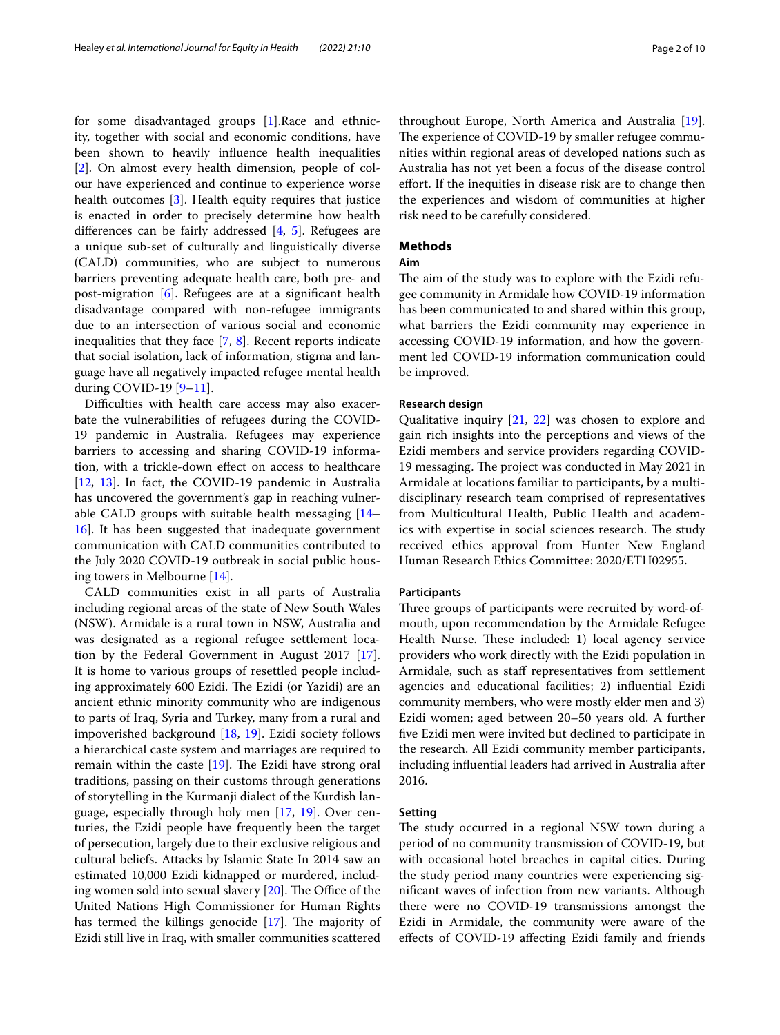for some disadvantaged groups [1].Race and ethnicity, together with social and economic conditions, have been shown to heavily influence health inequalities [2]. On almost every health dimension, people of colour have experienced and continue to experience worse health outcomes [3]. Health equity requires that justice is enacted in order to precisely determine how health differences can be fairly addressed [4, 5]. Refugees are a unique sub-set of culturally and linguistically diverse (CALD) communities, who are subject to numerous barriers preventing adequate health care, both pre- and post-migration [6]. Refugees are at a significant health disadvantage compared with non-refugee immigrants due to an intersection of various social and economic inequalities that they face [7, 8]. Recent reports indicate that social isolation, lack of information, stigma and language have all negatively impacted refugee mental health during COVID-19 [9–11].

Difficulties with health care access may also exacerbate the vulnerabilities of refugees during the COVID-19 pandemic in Australia. Refugees may experience barriers to accessing and sharing COVID-19 information, with a trickle-down effect on access to healthcare [12, 13]. In fact, the COVID-19 pandemic in Australia has uncovered the government's gap in reaching vulnerable CALD groups with suitable health messaging [14–16]. It has been suggested that inadequate government communication with CALD communities contributed to the July 2020 COVID-19 outbreak in social public housing towers in Melbourne [14].

CALD communities exist in all parts of Australia including regional areas of the state of New South Wales (NSW). Armidale is a rural town in NSW, Australia and was designated as a regional refugee settlement location by the Federal Government in August 2017 [17]. It is home to various groups of resettled people including approximately 600 Ezidi. The Ezidi (or Yazidi) are an ancient ethnic minority community who are indigenous to parts of Iraq, Syria and Turkey, many from a rural and impoverished background [18, 19]. Ezidi society follows a hierarchical caste system and marriages are required to remain within the caste [19]. The Ezidi have strong oral traditions, passing on their customs through generations of storytelling in the Kurmanji dialect of the Kurdish language, especially through holy men [17, 19]. Over centuries, the Ezidi people have frequently been the target of persecution, largely due to their exclusive religious and cultural beliefs. Attacks by Islamic State In 2014 saw an estimated 10,000 Ezidi kidnapped or murdered, including women sold into sexual slavery [20]. The Office of the United Nations High Commissioner for Human Rights has termed the killings genocide [17]. The majority of Ezidi still live in Iraq, with smaller communities scattered throughout Europe, North America and Australia [19]. The experience of COVID-19 by smaller refugee communities within regional areas of developed nations such as Australia has not yet been a focus of the disease control effort. If the inequities in disease risk are to change then the experiences and wisdom of communities at higher risk need to be carefully considered.

## Methods

### Aim

The aim of the study was to explore with the Ezidi refugee community in Armidale how COVID-19 information has been communicated to and shared within this group, what barriers the Ezidi community may experience in accessing COVID-19 information, and how the government led COVID-19 information communication could be improved.

### Research design

Qualitative inquiry [21, 22] was chosen to explore and gain rich insights into the perceptions and views of the Ezidi members and service providers regarding COVID-19 messaging. The project was conducted in May 2021 in Armidale at locations familiar to participants, by a multidisciplinary research team comprised of representatives from Multicultural Health, Public Health and academics with expertise in social sciences research. The study received ethics approval from Hunter New England Human Research Ethics Committee: 2020/ETH02955.

### Participants

Three groups of participants were recruited by word-of-mouth, upon recommendation by the Armidale Refugee Health Nurse. These included: 1) local agency service providers who work directly with the Ezidi population in Armidale, such as staff representatives from settlement agencies and educational facilities; 2) influential Ezidi community members, who were mostly elder men and 3) Ezidi women; aged between 20–50 years old. A further five Ezidi men were invited but declined to participate in the research. All Ezidi community member participants, including influential leaders had arrived in Australia after 2016.

### Setting

The study occurred in a regional NSW town during a period of no community transmission of COVID-19, but with occasional hotel breaches in capital cities. During the study period many countries were experiencing significant waves of infection from new variants. Although there were no COVID-19 transmissions amongst the Ezidi in Armidale, the community were aware of the effects of COVID-19 affecting Ezidi family and friends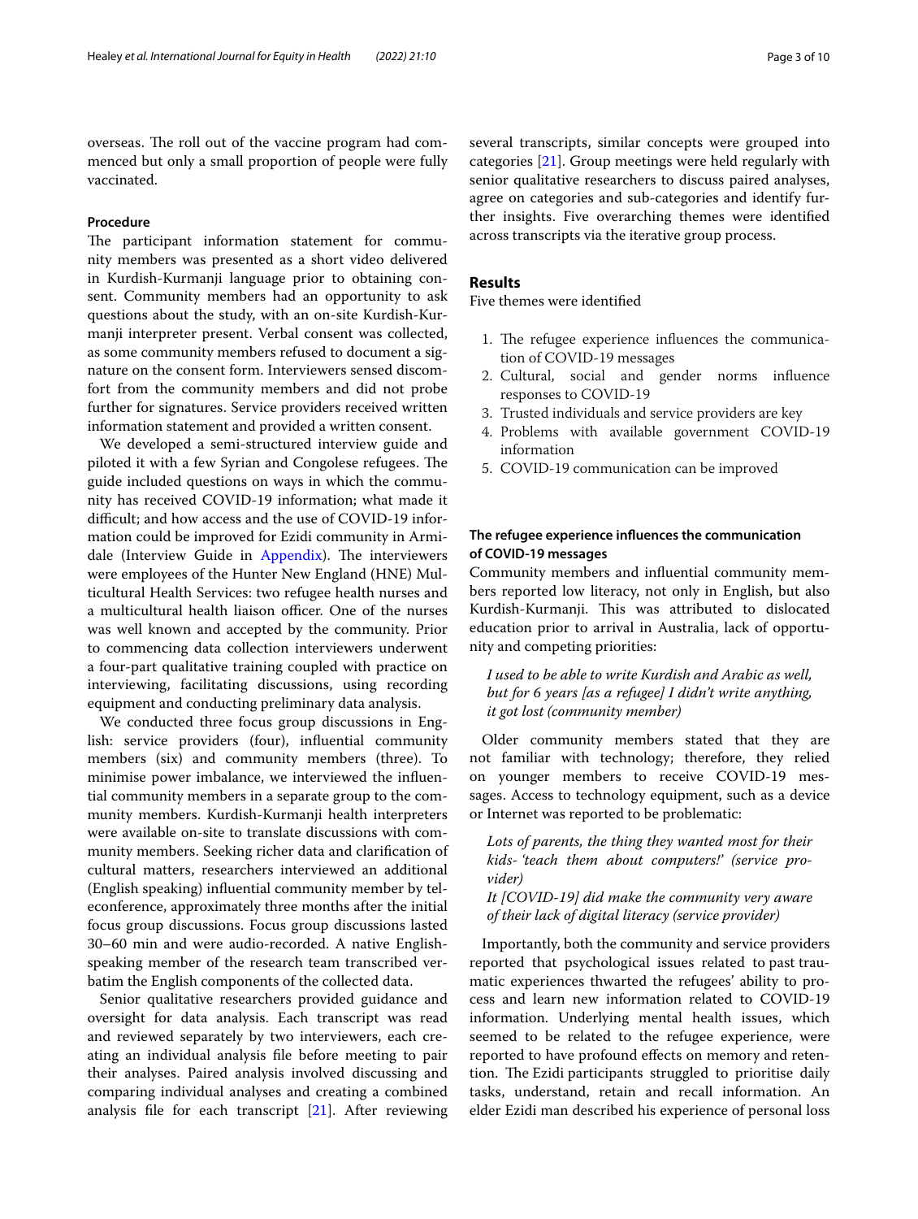overseas. The roll out of the vaccine program had commenced but only a small proportion of people were fully vaccinated.

### Procedure

The participant information statement for community members was presented as a short video delivered in Kurdish-Kurmanji language prior to obtaining consent. Community members had an opportunity to ask questions about the study, with an on-site Kurdish-Kurmanji interpreter present. Verbal consent was collected, as some community members refused to document a signature on the consent form. Interviewers sensed discomfort from the community members and did not probe further for signatures. Service providers received written information statement and provided a written consent.

We developed a semi-structured interview guide and piloted it with a few Syrian and Congolese refugees. The guide included questions on ways in which the community has received COVID-19 information; what made it difficult; and how access and the use of COVID-19 information could be improved for Ezidi community in Armidale (Interview Guide in Appendix). The interviewers were employees of the Hunter New England (HNE) Multicultural Health Services: two refugee health nurses and a multicultural health liaison officer. One of the nurses was well known and accepted by the community. Prior to commencing data collection interviewers underwent a four-part qualitative training coupled with practice on interviewing, facilitating discussions, using recording equipment and conducting preliminary data analysis.

We conducted three focus group discussions in English: service providers (four), influential community members (six) and community members (three). To minimise power imbalance, we interviewed the influential community members in a separate group to the community members. Kurdish-Kurmanji health interpreters were available on-site to translate discussions with community members. Seeking richer data and clarification of cultural matters, researchers interviewed an additional (English speaking) influential community member by teleconference, approximately three months after the initial focus group discussions. Focus group discussions lasted 30–60 min and were audio-recorded. A native English-speaking member of the research team transcribed verbatim the English components of the collected data.

Senior qualitative researchers provided guidance and oversight for data analysis. Each transcript was read and reviewed separately by two interviewers, each creating an individual analysis file before meeting to pair their analyses. Paired analysis involved discussing and comparing individual analyses and creating a combined analysis file for each transcript [21]. After reviewing several transcripts, similar concepts were grouped into categories [21]. Group meetings were held regularly with senior qualitative researchers to discuss paired analyses, agree on categories and sub-categories and identify further insights. Five overarching themes were identified across transcripts via the iterative group process.

## Results

Five themes were identified

1. The refugee experience influences the communication of COVID-19 messages
2. Cultural, social and gender norms influence responses to COVID-19
3. Trusted individuals and service providers are key
4. Problems with available government COVID-19 information
5. COVID-19 communication can be improved

### The refugee experience influences the communication of COVID-19 messages

Community members and influential community members reported low literacy, not only in English, but also Kurdish-Kurmanji. This was attributed to dislocated education prior to arrival in Australia, lack of opportunity and competing priorities:

> *I used to be able to write Kurdish and Arabic as well, but for 6 years [as a refugee] I didn't write anything, it got lost (community member)*

Older community members stated that they are not familiar with technology; therefore, they relied on younger members to receive COVID-19 messages. Access to technology equipment, such as a device or Internet was reported to be problematic:

> *Lots of parents, the thing they wanted most for their kids- 'teach them about computers!' (service provider)*
>
> *It [COVID-19] did make the community very aware of their lack of digital literacy (service provider)*

Importantly, both the community and service providers reported that psychological issues related to past traumatic experiences thwarted the refugees' ability to process and learn new information related to COVID-19 information. Underlying mental health issues, which seemed to be related to the refugee experience, were reported to have profound effects on memory and retention. The Ezidi participants struggled to prioritise daily tasks, understand, retain and recall information. An elder Ezidi man described his experience of personal loss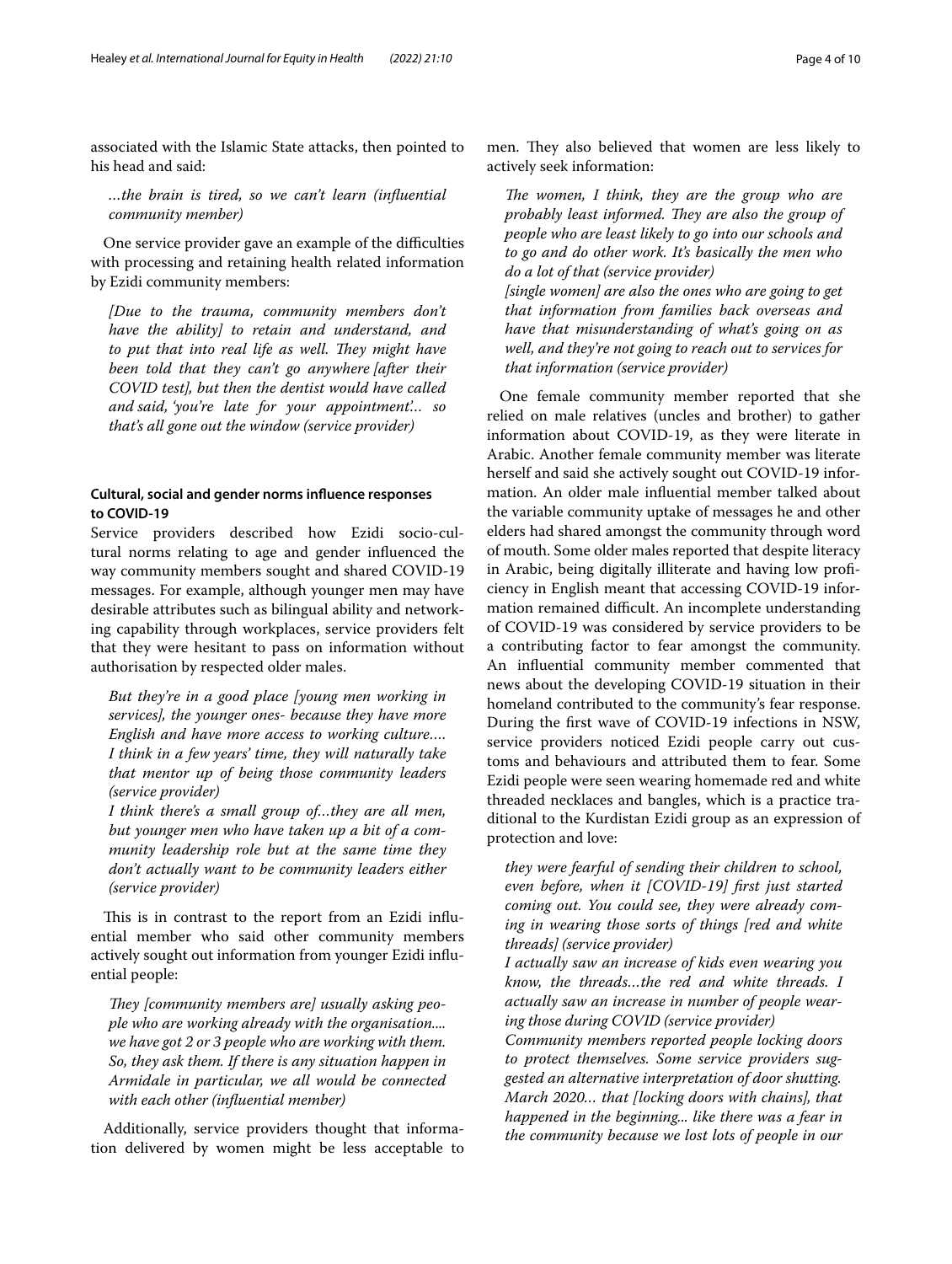associated with the Islamic State attacks, then pointed to his head and said:

> *…the brain is tired, so we can't learn (influential community member)*

One service provider gave an example of the difficulties with processing and retaining health related information by Ezidi community members:

> *[Due to the trauma, community members don't have the ability] to retain and understand, and to put that into real life as well. They might have been told that they can't go anywhere [after their COVID test], but then the dentist would have called and said, 'you're late for your appointment'… so that's all gone out the window (service provider)*

### Cultural, social and gender norms influence responses to COVID-19

Service providers described how Ezidi socio-cultural norms relating to age and gender influenced the way community members sought and shared COVID-19 messages. For example, although younger men may have desirable attributes such as bilingual ability and networking capability through workplaces, service providers felt that they were hesitant to pass on information without authorisation by respected older males.

> *But they're in a good place [young men working in services], the younger ones- because they have more English and have more access to working culture…. I think in a few years' time, they will naturally take that mentor up of being those community leaders (service provider)*
>
> *I think there's a small group of…they are all men, but younger men who have taken up a bit of a community leadership role but at the same time they don't actually want to be community leaders either (service provider)*

This is in contrast to the report from an Ezidi influential member who said other community members actively sought out information from younger Ezidi influential people:

> *They [community members are] usually asking people who are working already with the organisation.... we have got 2 or 3 people who are working with them. So, they ask them. If there is any situation happen in Armidale in particular, we all would be connected with each other (influential member)*

Additionally, service providers thought that information delivered by women might be less acceptable to men. They also believed that women are less likely to actively seek information:

> *The women, I think, they are the group who are probably least informed. They are also the group of people who are least likely to go into our schools and to go and do other work. It's basically the men who do a lot of that (service provider)*
>
> *[single women] are also the ones who are going to get that information from families back overseas and have that misunderstanding of what's going on as well, and they're not going to reach out to services for that information (service provider)*

One female community member reported that she relied on male relatives (uncles and brother) to gather information about COVID-19, as they were literate in Arabic. Another female community member was literate herself and said she actively sought out COVID-19 information. An older male influential member talked about the variable community uptake of messages he and other elders had shared amongst the community through word of mouth. Some older males reported that despite literacy in Arabic, being digitally illiterate and having low proficiency in English meant that accessing COVID-19 information remained difficult. An incomplete understanding of COVID-19 was considered by service providers to be a contributing factor to fear amongst the community. An influential community member commented that news about the developing COVID-19 situation in their homeland contributed to the community's fear response. During the first wave of COVID-19 infections in NSW, service providers noticed Ezidi people carry out customs and behaviours and attributed them to fear. Some Ezidi people were seen wearing homemade red and white threaded necklaces and bangles, which is a practice traditional to the Kurdistan Ezidi group as an expression of protection and love:

> *they were fearful of sending their children to school, even before, when it [COVID-19] first just started coming out. You could see, they were already coming in wearing those sorts of things [red and white threads] (service provider)*
>
> *I actually saw an increase of kids even wearing you know, the threads…the red and white threads. I actually saw an increase in number of people wearing those during COVID (service provider)*
>
> *Community members reported people locking doors to protect themselves. Some service providers suggested an alternative interpretation of door shutting. March 2020… that [locking doors with chains], that happened in the beginning... like there was a fear in the community because we lost lots of people in our*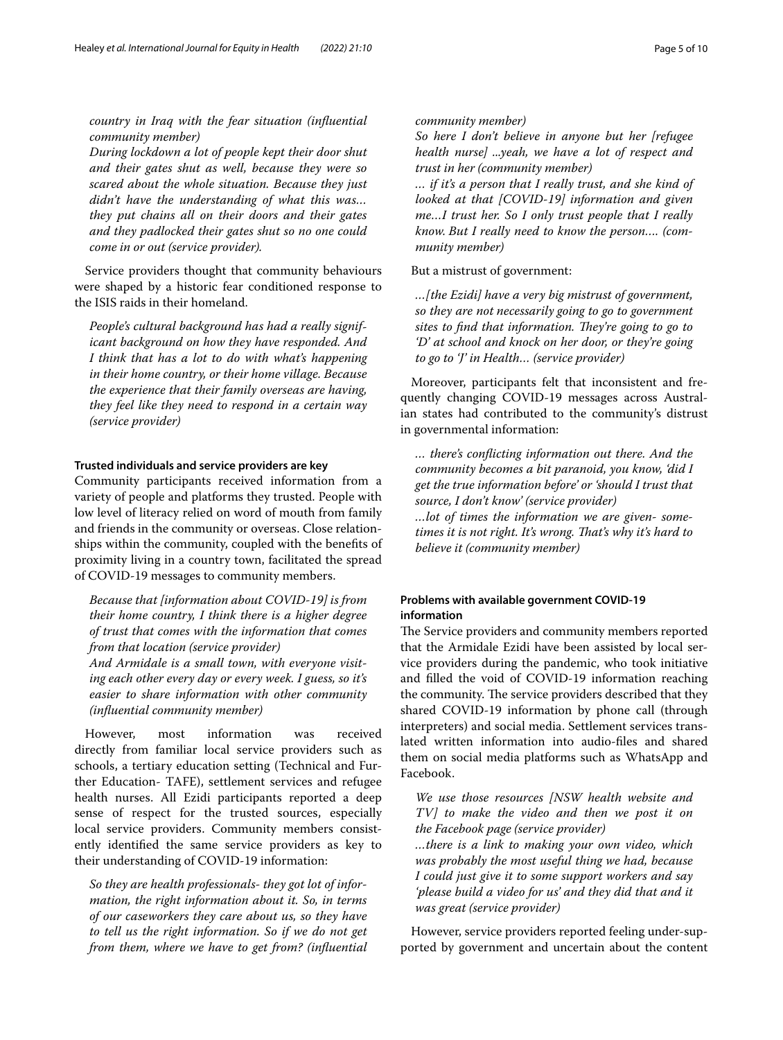*country in Iraq with the fear situation (influential community member)*

*During lockdown a lot of people kept their door shut and their gates shut as well, because they were so scared about the whole situation. Because they just didn't have the understanding of what this was… they put chains all on their doors and their gates and they padlocked their gates shut so no one could come in or out (service provider).*

Service providers thought that community behaviours were shaped by a historic fear conditioned response to the ISIS raids in their homeland.

*People's cultural background has had a really significant background on how they have responded. And I think that has a lot to do with what's happening in their home country, or their home village. Because the experience that their family overseas are having, they feel like they need to respond in a certain way (service provider)*

#### Trusted individuals and service providers are key

Community participants received information from a variety of people and platforms they trusted. People with low level of literacy relied on word of mouth from family and friends in the community or overseas. Close relationships within the community, coupled with the benefits of proximity living in a country town, facilitated the spread of COVID-19 messages to community members.

*Because that [information about COVID-19] is from their home country, I think there is a higher degree of trust that comes with the information that comes from that location (service provider)*

*And Armidale is a small town, with everyone visiting each other every day or every week. I guess, so it's easier to share information with other community (influential community member)*

However, most information was received directly from familiar local service providers such as schools, a tertiary education setting (Technical and Further Education- TAFE), settlement services and refugee health nurses. All Ezidi participants reported a deep sense of respect for the trusted sources, especially local service providers. Community members consistently identified the same service providers as key to their understanding of COVID-19 information:

*So they are health professionals- they got lot of information, the right information about it. So, in terms of our caseworkers they care about us, so they have to tell us the right information. So if we do not get from them, where we have to get from? (influential community member)*

*So here I don't believe in anyone but her [refugee health nurse] ...yeah, we have a lot of respect and trust in her (community member)*

*… if it's a person that I really trust, and she kind of looked at that [COVID-19] information and given me…I trust her. So I only trust people that I really know. But I really need to know the person…. (community member)*

But a mistrust of government:

*…[the Ezidi] have a very big mistrust of government, so they are not necessarily going to go to government sites to find that information. They're going to go to 'D' at school and knock on her door, or they're going to go to 'J' in Health… (service provider)*

Moreover, participants felt that inconsistent and frequently changing COVID-19 messages across Australian states had contributed to the community's distrust in governmental information:

*… there's conflicting information out there. And the community becomes a bit paranoid, you know, 'did I get the true information before' or 'should I trust that source, I don't know' (service provider)*

*…lot of times the information we are given- sometimes it is not right. It's wrong. That's why it's hard to believe it (community member)*

#### Problems with available government COVID-19 information

The Service providers and community members reported that the Armidale Ezidi have been assisted by local service providers during the pandemic, who took initiative and filled the void of COVID-19 information reaching the community. The service providers described that they shared COVID-19 information by phone call (through interpreters) and social media. Settlement services translated written information into audio-files and shared them on social media platforms such as WhatsApp and Facebook.

*We use those resources [NSW health website and TV] to make the video and then we post it on the Facebook page (service provider)*

*…there is a link to making your own video, which was probably the most useful thing we had, because I could just give it to some support workers and say 'please build a video for us' and they did that and it was great (service provider)*

However, service providers reported feeling under-supported by government and uncertain about the content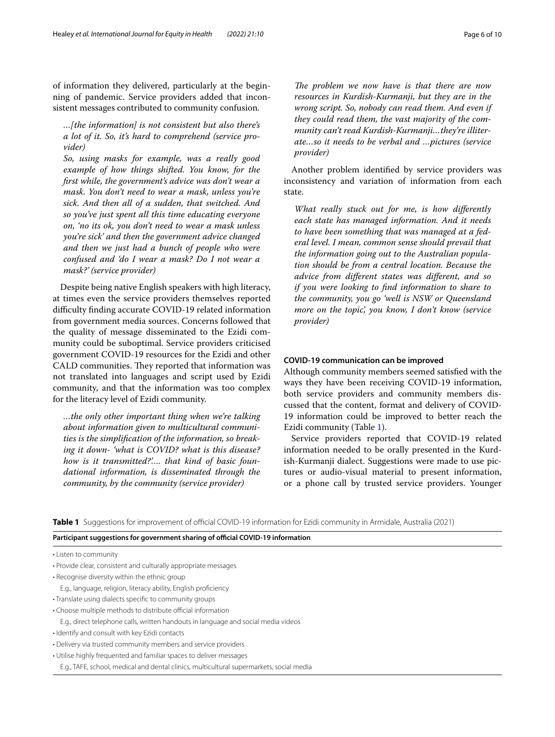of information they delivered, particularly at the beginning of pandemic. Service providers added that inconsistent messages contributed to community confusion.

> *…[the information] is not consistent but also there's a lot of it. So, it's hard to comprehend (service provider)*
>
> *So, using masks for example, was a really good example of how things shifted. You know, for the first while, the government's advice was don't wear a mask. You don't need to wear a mask, unless you're sick. And then all of a sudden, that switched. And so you've just spent all this time educating everyone on, 'no its ok, you don't need to wear a mask unless you're sick' and then the government advice changed and then we just had a bunch of people who were confused and 'do I wear a mask? Do I not wear a mask?' (service provider)*

Despite being native English speakers with high literacy, at times even the service providers themselves reported difficulty finding accurate COVID-19 related information from government media sources. Concerns followed that the quality of message disseminated to the Ezidi community could be suboptimal. Service providers criticised government COVID-19 resources for the Ezidi and other CALD communities. They reported that information was not translated into languages and script used by Ezidi community, and that the information was too complex for the literacy level of Ezidi community.

> *…the only other important thing when we're talking about information given to multicultural communities is the simplification of the information, so breaking it down- 'what is COVID? what is this disease? how is it transmitted?'…. that kind of basic foundational information, is disseminated through the community, by the community (service provider)*
>
> *The problem we now have is that there are now resources in Kurdish-Kurmanji, but they are in the wrong script. So, nobody can read them. And even if they could read them, the vast majority of the community can't read Kurdish-Kurmanji…they're illiterate…so it needs to be verbal and …pictures (service provider)*

Another problem identified by service providers was inconsistency and variation of information from each state.

> *What really stuck out for me, is how differently each state has managed information. And it needs to have been something that was managed at a federal level. I mean, common sense should prevail that the information going out to the Australian population should be from a central location. Because the advice from different states was different, and so if you were looking to find information to share to the community, you go 'well is NSW or Queensland more on the topic', you know, I don't know (service provider)*

### COVID-19 communication can be improved

Although community members seemed satisfied with the ways they have been receiving COVID-19 information, both service providers and community members discussed that the content, format and delivery of COVID-19 information could be improved to better reach the Ezidi community (Table 1).

Service providers reported that COVID-19 related information needed to be orally presented in the Kurdish-Kurmanji dialect. Suggestions were made to use pictures or audio-visual material to present information, or a phone call by trusted service providers. Younger

**Table 1** Suggestions for improvement of official COVID-19 information for Ezidi community in Armidale, Australia (2021)

| Participant suggestions for government sharing of official COVID-19 information |
| --- |
| • Listen to community |
| • Provide clear, consistent and culturally appropriate messages |
| • Recognise diversity within the ethnic group<br>E.g., language, religion, literacy ability, English proficiency |
| • Translate using dialects specific to community groups |
| • Choose multiple methods to distribute official information<br>E.g., direct telephone calls, written handouts in language and social media videos |
| • Identify and consult with key Ezidi contacts |
| • Delivery via trusted community members and service providers |
| • Utilise highly frequented and familiar spaces to deliver messages<br>E.g., TAFE, school, medical and dental clinics, multicultural supermarkets, social media |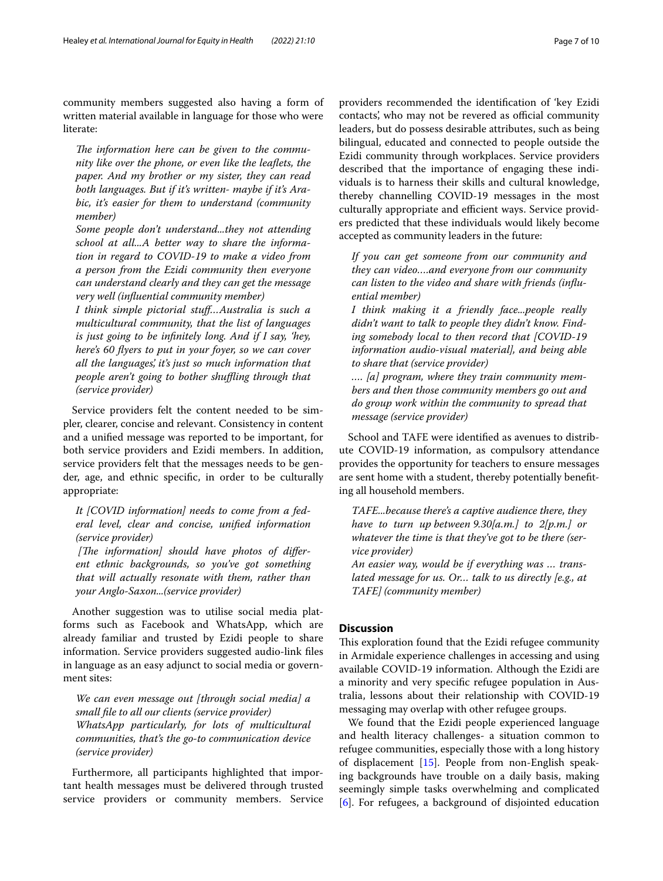community members suggested also having a form of written material available in language for those who were literate:

> *The information here can be given to the community like over the phone, or even like the leaflets, the paper. And my brother or my sister, they can read both languages. But if it's written- maybe if it's Arabic, it's easier for them to understand (community member)*
>
> *Some people don't understand...they not attending school at all...A better way to share the information in regard to COVID-19 to make a video from a person from the Ezidi community then everyone can understand clearly and they can get the message very well (influential community member)*
>
> *I think simple pictorial stuff…Australia is such a multicultural community, that the list of languages is just going to be infinitely long. And if I say, 'hey, here's 60 flyers to put in your foyer, so we can cover all the languages,' it's just so much information that people aren't going to bother shuffling through that (service provider)*

Service providers felt the content needed to be simpler, clearer, concise and relevant. Consistency in content and a unified message was reported to be important, for both service providers and Ezidi members. In addition, service providers felt that the messages needs to be gender, age, and ethnic specific, in order to be culturally appropriate:

> *It [COVID information] needs to come from a federal level, clear and concise, unified information (service provider)*
>
> *[The information] should have photos of different ethnic backgrounds, so you've got something that will actually resonate with them, rather than your Anglo-Saxon...(service provider)*

Another suggestion was to utilise social media platforms such as Facebook and WhatsApp, which are already familiar and trusted by Ezidi people to share information. Service providers suggested audio-link files in language as an easy adjunct to social media or government sites:

> *We can even message out [through social media] a small file to all our clients (service provider)*
>
> *WhatsApp particularly, for lots of multicultural communities, that's the go-to communication device (service provider)*

Furthermore, all participants highlighted that important health messages must be delivered through trusted service providers or community members. Service providers recommended the identification of 'key Ezidi contacts', who may not be revered as official community leaders, but do possess desirable attributes, such as being bilingual, educated and connected to people outside the Ezidi community through workplaces. Service providers described that the importance of engaging these individuals is to harness their skills and cultural knowledge, thereby channelling COVID-19 messages in the most culturally appropriate and efficient ways. Service providers predicted that these individuals would likely become accepted as community leaders in the future:

> *If you can get someone from our community and they can video….and everyone from our community can listen to the video and share with friends (influential member)*
>
> *I think making it a friendly face...people really didn't want to talk to people they didn't know. Finding somebody local to then record that [COVID-19 information audio-visual material], and being able to share that (service provider)*
>
> *…. [a] program, where they train community members and then those community members go out and do group work within the community to spread that message (service provider)*

School and TAFE were identified as avenues to distribute COVID-19 information, as compulsory attendance provides the opportunity for teachers to ensure messages are sent home with a student, thereby potentially benefiting all household members.

> *TAFE...because there's a captive audience there, they have to turn up between 9.30[a.m.] to 2[p.m.] or whatever the time is that they've got to be there (service provider)*
>
> *An easier way, would be if everything was … translated message for us. Or… talk to us directly [e.g., at TAFE] (community member)*

## Discussion

This exploration found that the Ezidi refugee community in Armidale experience challenges in accessing and using available COVID-19 information. Although the Ezidi are a minority and very specific refugee population in Australia, lessons about their relationship with COVID-19 messaging may overlap with other refugee groups.

We found that the Ezidi people experienced language and health literacy challenges- a situation common to refugee communities, especially those with a long history of displacement [15]. People from non-English speaking backgrounds have trouble on a daily basis, making seemingly simple tasks overwhelming and complicated [6]. For refugees, a background of disjointed education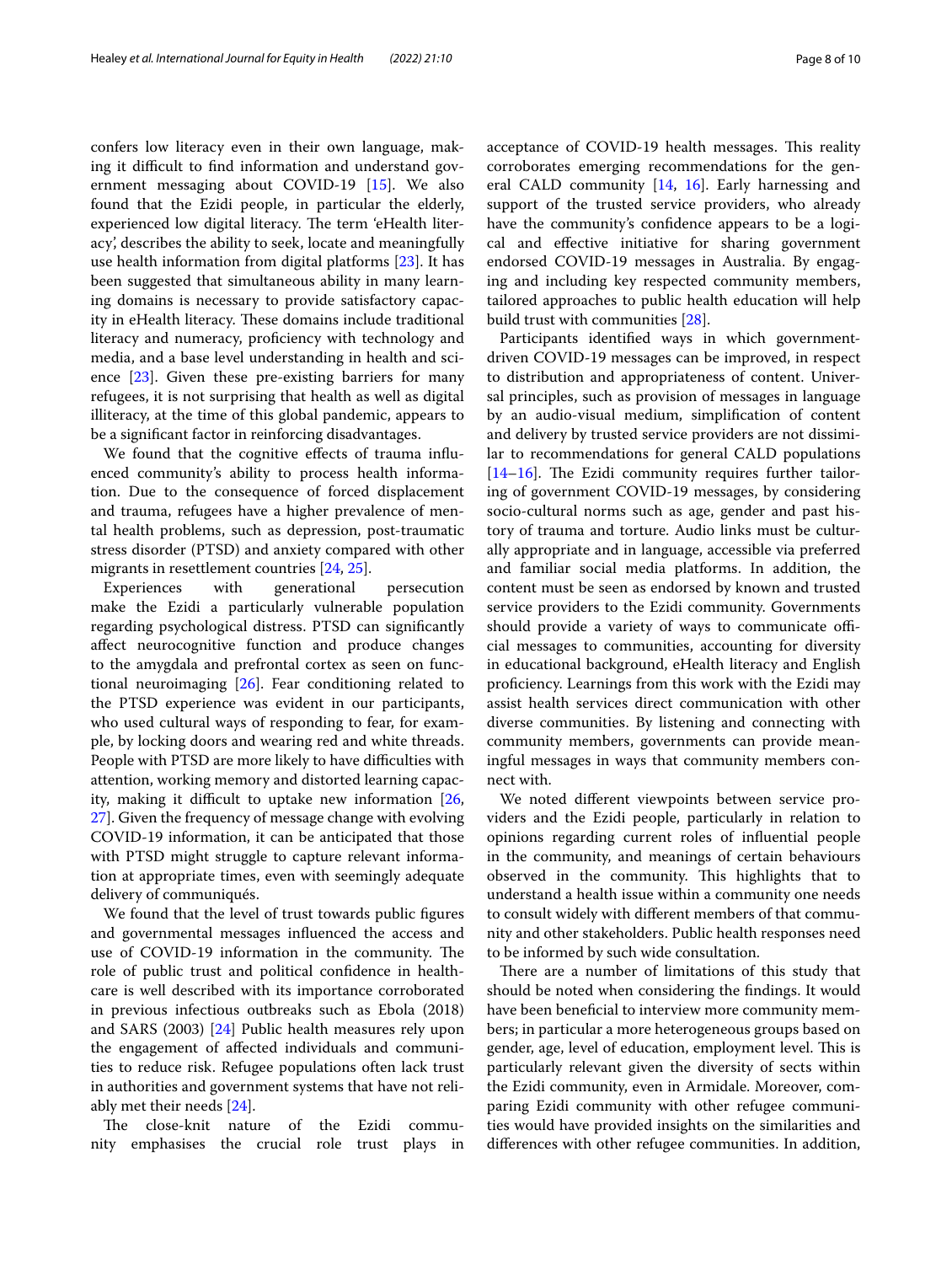confers low literacy even in their own language, making it difficult to find information and understand government messaging about COVID-19 [15]. We also found that the Ezidi people, in particular the elderly, experienced low digital literacy. The term 'eHealth literacy', describes the ability to seek, locate and meaningfully use health information from digital platforms [23]. It has been suggested that simultaneous ability in many learning domains is necessary to provide satisfactory capacity in eHealth literacy. These domains include traditional literacy and numeracy, proficiency with technology and media, and a base level understanding in health and science [23]. Given these pre-existing barriers for many refugees, it is not surprising that health as well as digital illiteracy, at the time of this global pandemic, appears to be a significant factor in reinforcing disadvantages.

We found that the cognitive effects of trauma influenced community's ability to process health information. Due to the consequence of forced displacement and trauma, refugees have a higher prevalence of mental health problems, such as depression, post-traumatic stress disorder (PTSD) and anxiety compared with other migrants in resettlement countries [24, 25].

Experiences with generational persecution make the Ezidi a particularly vulnerable population regarding psychological distress. PTSD can significantly affect neurocognitive function and produce changes to the amygdala and prefrontal cortex as seen on functional neuroimaging [26]. Fear conditioning related to the PTSD experience was evident in our participants, who used cultural ways of responding to fear, for example, by locking doors and wearing red and white threads. People with PTSD are more likely to have difficulties with attention, working memory and distorted learning capacity, making it difficult to uptake new information [26, 27]. Given the frequency of message change with evolving COVID-19 information, it can be anticipated that those with PTSD might struggle to capture relevant information at appropriate times, even with seemingly adequate delivery of communiqués.

We found that the level of trust towards public figures and governmental messages influenced the access and use of COVID-19 information in the community. The role of public trust and political confidence in healthcare is well described with its importance corroborated in previous infectious outbreaks such as Ebola (2018) and SARS (2003) [24] Public health measures rely upon the engagement of affected individuals and communities to reduce risk. Refugee populations often lack trust in authorities and government systems that have not reliably met their needs [24].

The close-knit nature of the Ezidi community emphasises the crucial role trust plays in acceptance of COVID-19 health messages. This reality corroborates emerging recommendations for the general CALD community [14, 16]. Early harnessing and support of the trusted service providers, who already have the community's confidence appears to be a logical and effective initiative for sharing government endorsed COVID-19 messages in Australia. By engaging and including key respected community members, tailored approaches to public health education will help build trust with communities [28].

Participants identified ways in which government-driven COVID-19 messages can be improved, in respect to distribution and appropriateness of content. Universal principles, such as provision of messages in language by an audio-visual medium, simplification of content and delivery by trusted service providers are not dissimilar to recommendations for general CALD populations [14–16]. The Ezidi community requires further tailoring of government COVID-19 messages, by considering socio-cultural norms such as age, gender and past history of trauma and torture. Audio links must be culturally appropriate and in language, accessible via preferred and familiar social media platforms. In addition, the content must be seen as endorsed by known and trusted service providers to the Ezidi community. Governments should provide a variety of ways to communicate official messages to communities, accounting for diversity in educational background, eHealth literacy and English proficiency. Learnings from this work with the Ezidi may assist health services direct communication with other diverse communities. By listening and connecting with community members, governments can provide meaningful messages in ways that community members connect with.

We noted different viewpoints between service providers and the Ezidi people, particularly in relation to opinions regarding current roles of influential people in the community, and meanings of certain behaviours observed in the community. This highlights that to understand a health issue within a community one needs to consult widely with different members of that community and other stakeholders. Public health responses need to be informed by such wide consultation.

There are a number of limitations of this study that should be noted when considering the findings. It would have been beneficial to interview more community members; in particular a more heterogeneous groups based on gender, age, level of education, employment level. This is particularly relevant given the diversity of sects within the Ezidi community, even in Armidale. Moreover, comparing Ezidi community with other refugee communities would have provided insights on the similarities and differences with other refugee communities. In addition,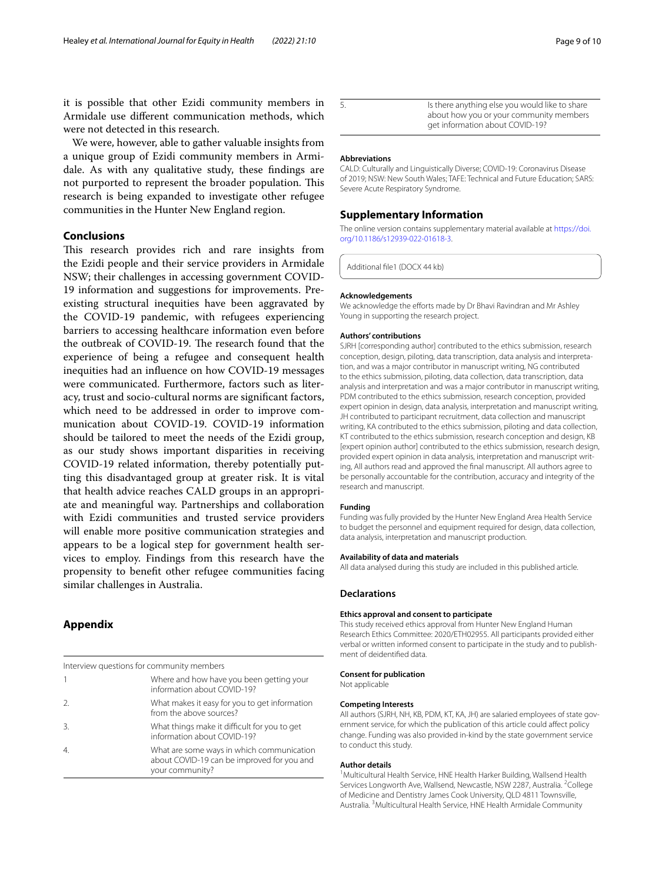it is possible that other Ezidi community members in Armidale use different communication methods, which were not detected in this research.

We were, however, able to gather valuable insights from a unique group of Ezidi community members in Armidale. As with any qualitative study, these findings are not purported to represent the broader population. This research is being expanded to investigate other refugee communities in the Hunter New England region.

## Conclusions

This research provides rich and rare insights from the Ezidi people and their service providers in Armidale NSW; their challenges in accessing government COVID-19 information and suggestions for improvements. Pre-existing structural inequities have been aggravated by the COVID-19 pandemic, with refugees experiencing barriers to accessing healthcare information even before the outbreak of COVID-19. The research found that the experience of being a refugee and consequent health inequities had an influence on how COVID-19 messages were communicated. Furthermore, factors such as literacy, trust and socio-cultural norms are significant factors, which need to be addressed in order to improve communication about COVID-19. COVID-19 information should be tailored to meet the needs of the Ezidi group, as our study shows important disparities in receiving COVID-19 related information, thereby potentially putting this disadvantaged group at greater risk. It is vital that health advice reaches CALD groups in an appropriate and meaningful way. Partnerships and collaboration with Ezidi communities and trusted service providers will enable more positive communication strategies and appears to be a logical step for government health services to employ. Findings from this research have the propensity to benefit other refugee communities facing similar challenges in Australia.

## Appendix

| Interview questions for community members | |
|---|---|
| 1 | Where and how have you been getting your information about COVID-19? |
| 2. | What makes it easy for you to get information from the above sources? |
| 3. | What things make it difficult for you to get information about COVID-19? |
| 4. | What are some ways in which communication about COVID-19 can be improved for you and your community? |
| 5. | Is there anything else you would like to share about how you or your community members get information about COVID-19? |

### Abbreviations

CALD: Culturally and Linguistically Diverse; COVID-19: Coronavirus Disease of 2019; NSW: New South Wales; TAFE: Technical and Future Education; SARS: Severe Acute Respiratory Syndrome.

## Supplementary Information

The online version contains supplementary material available at https://doi.org/10.1186/s12939-022-01618-3.

Additional file1 (DOCX 44 kb)

### Acknowledgements

We acknowledge the efforts made by Dr Bhavi Ravindran and Mr Ashley Young in supporting the research project.

### Authors' contributions

SJRH [corresponding author] contributed to the ethics submission, research conception, design, piloting, data transcription, data analysis and interpretation, and was a major contributor in manuscript writing, NG contributed to the ethics submission, piloting, data collection, data transcription, data analysis and interpretation and was a major contributor in manuscript writing, PDM contributed to the ethics submission, research conception, provided expert opinion in design, data analysis, interpretation and manuscript writing, JH contributed to participant recruitment, data collection and manuscript writing, KA contributed to the ethics submission, piloting and data collection, KT contributed to the ethics submission, research conception and design, KB [expert opinion author] contributed to the ethics submission, research design, provided expert opinion in data analysis, interpretation and manuscript writing, All authors read and approved the final manuscript. All authors agree to be personally accountable for the contribution, accuracy and integrity of the research and manuscript.

### Funding

Funding was fully provided by the Hunter New England Area Health Service to budget the personnel and equipment required for design, data collection, data analysis, interpretation and manuscript production.

### Availability of data and materials

All data analysed during this study are included in this published article.

## Declarations

### Ethics approval and consent to participate

This study received ethics approval from Hunter New England Human Research Ethics Committee: 2020/ETH02955. All participants provided either verbal or written informed consent to participate in the study and to publishment of deidentified data.

### Consent for publication

Not applicable

### Competing Interests

All authors (SJRH, NH, KB, PDM, KT, KA, JH) are salaried employees of state government service, for which the publication of this article could affect policy change. Funding was also provided in-kind by the state government service to conduct this study.

### Author details

[1] Multicultural Health Service, HNE Health Harker Building, Wallsend Health Services Longworth Ave, Wallsend, Newcastle, NSW 2287, Australia. [2] College of Medicine and Dentistry James Cook University, QLD 4811 Townsville, Australia. [3] Multicultural Health Service, HNE Health Armidale Community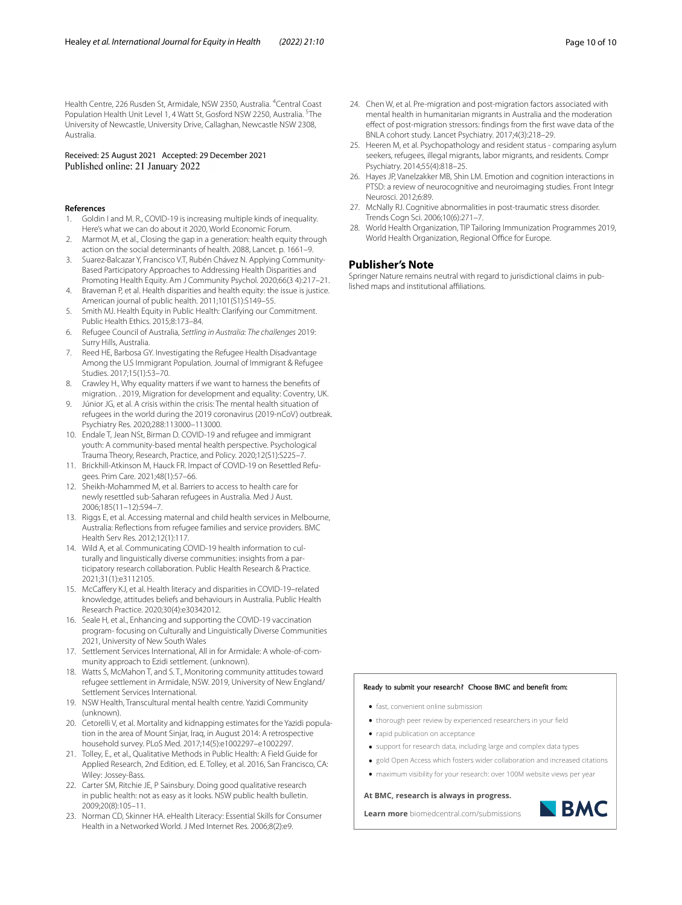Health Centre, 226 Rusden St, Armidale, NSW 2350, Australia. [4]Central Coast Population Health Unit Level 1, 4 Watt St, Gosford NSW 2250, Australia. [5]The University of Newcastle, University Drive, Callaghan, Newcastle NSW 2308, Australia.

Received: 25 August 2021 Accepted: 29 December 2021
Published online: 21 January 2022

**References**

1. Goldin I and M. R., COVID-19 is increasing multiple kinds of inequality. Here's what we can do about it 2020, World Economic Forum.
2. Marmot M, et al., Closing the gap in a generation: health equity through action on the social determinants of health. 2088, Lancet. p. 1661–9.
3. Suarez-Balcazar Y, Francisco V.T, Rubén Chávez N. Applying Community-Based Participatory Approaches to Addressing Health Disparities and Promoting Health Equity. Am J Community Psychol. 2020;66(3 4):217–21.
4. Braveman P, et al. Health disparities and health equity: the issue is justice. American journal of public health. 2011;101(S1):S149–55.
5. Smith MJ. Health Equity in Public Health: Clarifying our Commitment. Public Health Ethics. 2015;8:173–84.
6. Refugee Council of Australia, *Settling in Australia: The challenges* 2019: Surry Hills, Australia.
7. Reed HE, Barbosa GY. Investigating the Refugee Health Disadvantage Among the U.S Immigrant Population. Journal of Immigrant & Refugee Studies. 2017;15(1):53–70.
8. Crawley H., Why equality matters if we want to harness the benefits of migration. . 2019, Migration for development and equality: Coventry, UK.
9. Júnior JG, et al. A crisis within the crisis: The mental health situation of refugees in the world during the 2019 coronavirus (2019-nCoV) outbreak. Psychiatry Res. 2020;288:113000–113000.
10. Endale T, Jean NSt, Birman D. COVID-19 and refugee and immigrant youth: A community-based mental health perspective. Psychological Trauma Theory, Research, Practice, and Policy. 2020;12(S1):S225–7.
11. Brickhill-Atkinson M, Hauck FR. Impact of COVID-19 on Resettled Refugees. Prim Care. 2021;48(1):57–66.
12. Sheikh-Mohammed M, et al. Barriers to access to health care for newly resettled sub-Saharan refugees in Australia. Med J Aust. 2006;185(11–12):594–7.
13. Riggs E, et al. Accessing maternal and child health services in Melbourne, Australia: Reflections from refugee families and service providers. BMC Health Serv Res. 2012;12(1):117.
14. Wild A, et al. Communicating COVID-19 health information to culturally and linguistically diverse communities: insights from a participatory research collaboration. Public Health Research & Practice. 2021;31(1):e3112105.
15. McCaffery KJ, et al. Health literacy and disparities in COVID-19–related knowledge, attitudes beliefs and behaviours in Australia. Public Health Research Practice. 2020;30(4):e30342012.
16. Seale H, et al., Enhancing and supporting the COVID-19 vaccination program- focusing on Culturally and Linguistically Diverse Communities 2021, University of New South Wales
17. Settlement Services International, All in for Armidale: A whole-of-community approach to Ezidi settlement. (unknown).
18. Watts S, McMahon T, and S. T., Monitoring community attitudes toward refugee settlement in Armidale, NSW. 2019, University of New England/ Settlement Services International.
19. NSW Health, Transcultural mental health centre. Yazidi Community (unknown).
20. Cetorelli V, et al. Mortality and kidnapping estimates for the Yazidi population in the area of Mount Sinjar, Iraq, in August 2014: A retrospective household survey. PLoS Med. 2017;14(5):e1002297–e1002297.
21. Tolley, E., et al., Qualitative Methods in Public Health: A Field Guide for Applied Research, 2nd Edition, ed. E. Tolley, et al. 2016, San Francisco, CA: Wiley: Jossey-Bass.
22. Carter SM, Ritchie JE, P Sainsbury. Doing good qualitative research in public health: not as easy as it looks. NSW public health bulletin. 2009;20(8):105–11.
23. Norman CD, Skinner HA. eHealth Literacy: Essential Skills for Consumer Health in a Networked World. J Med Internet Res. 2006;8(2):e9.
24. Chen W, et al. Pre-migration and post-migration factors associated with mental health in humanitarian migrants in Australia and the moderation effect of post-migration stressors: findings from the first wave data of the BNLA cohort study. Lancet Psychiatry. 2017;4(3):218–29.
25. Heeren M, et al. Psychopathology and resident status - comparing asylum seekers, refugees, illegal migrants, labor migrants, and residents. Compr Psychiatry. 2014;55(4):818–25.
26. Hayes JP, Vanelzakker MB, Shin LM. Emotion and cognition interactions in PTSD: a review of neurocognitive and neuroimaging studies. Front Integr Neurosci. 2012;6:89.
27. McNally RJ. Cognitive abnormalities in post-traumatic stress disorder. Trends Cogn Sci. 2006;10(6):271–7.
28. World Health Organization, TIP Tailoring Immunization Programmes 2019, World Health Organization, Regional Office for Europe.

## Publisher's Note

Springer Nature remains neutral with regard to jurisdictional claims in published maps and institutional affiliations.

Ready to submit your research? Choose BMC and benefit from:

- fast, convenient online submission
- thorough peer review by experienced researchers in your field
- rapid publication on acceptance
- support for research data, including large and complex data types
- gold Open Access which fosters wider collaboration and increased citations
- maximum visibility for your research: over 100M website views per year

**At BMC, research is always in progress.**

**Learn more** biomedcentral.com/submissions

BMC